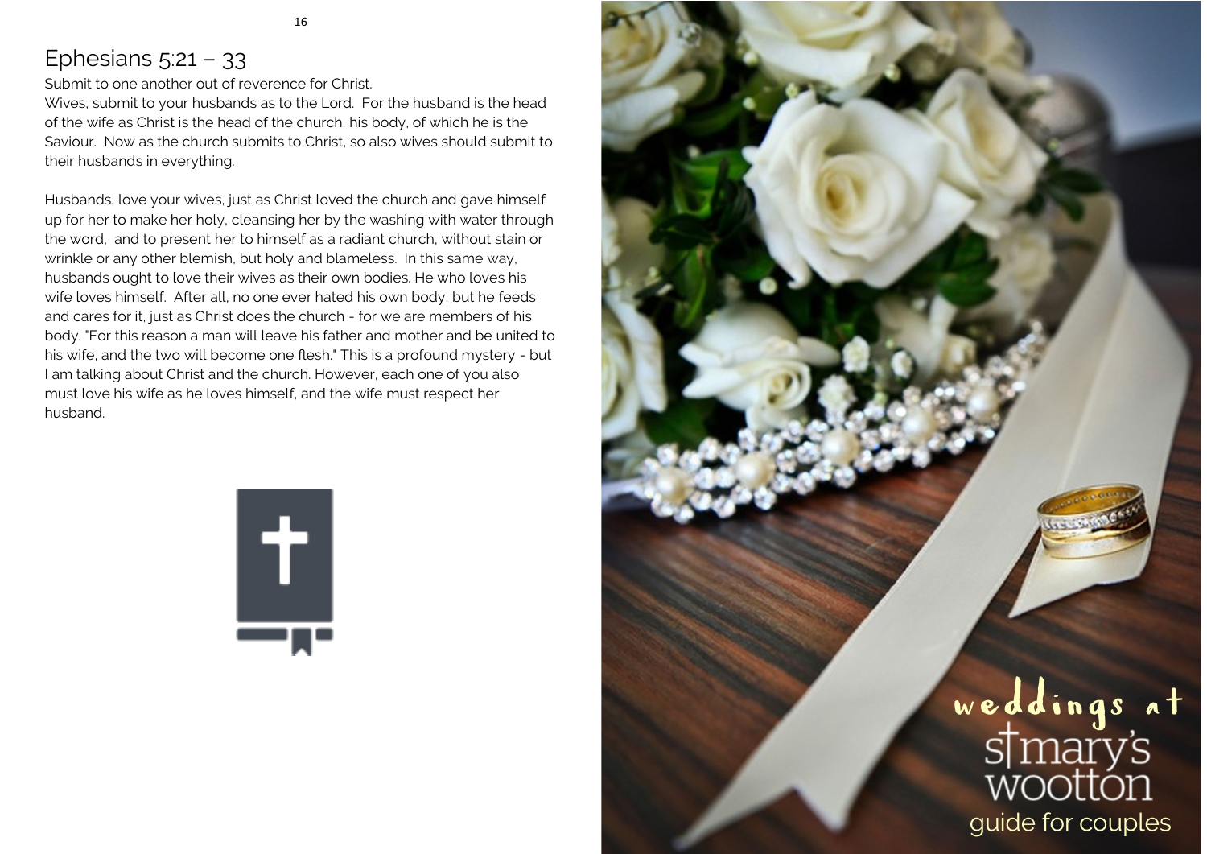# Ephesians 5:21 – 33

Submit to one another out of reverence for Christ.
Wives, submit to your husbands as to the Lord. For the husband is the head of the wife as Christ is the head of the church, his body, of which he is the Saviour. Now as the church submits to Christ, so also wives should submit to their husbands in everything.

Husbands, love your wives, just as Christ loved the church and gave himself up for her to make her holy, cleansing her by the washing with water through the word, and to present her to himself as a radiant church, without stain or wrinkle or any other blemish, but holy and blameless. In this same way, husbands ought to love their wives as their own bodies. He who loves his wife loves himself. After all, no one ever hated his own body, but he feeds and cares for it, just as Christ does the church - for we are members of his body. "For this reason a man will leave his father and mother and be united to his wife, and the two will become one flesh." This is a profound mystery - but I am talking about Christ and the church. However, each one of you also must love his wife as he loves himself, and the wife must respect her husband.

weddings at

st mary's wootton

guide for couples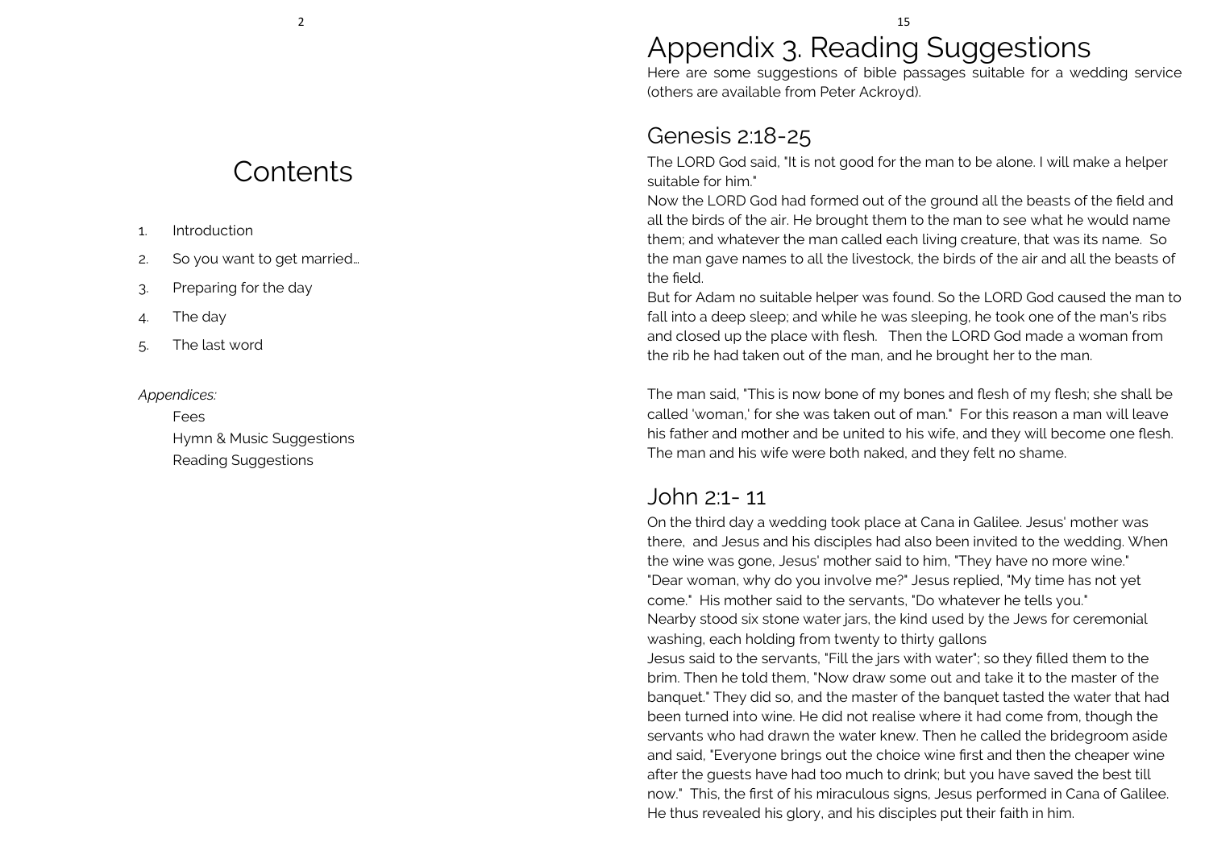# Contents

1. Introduction
2. So you want to get married…
3. Preparing for the day
4. The day
5. The last word

*Appendices:*

Fees
Hymn & Music Suggestions
Reading Suggestions

# Appendix 3. Reading Suggestions

Here are some suggestions of bible passages suitable for a wedding service (others are available from Peter Ackroyd).

## Genesis 2:18-25

The LORD God said, "It is not good for the man to be alone. I will make a helper suitable for him."
Now the LORD God had formed out of the ground all the beasts of the field and all the birds of the air. He brought them to the man to see what he would name them; and whatever the man called each living creature, that was its name. So the man gave names to all the livestock, the birds of the air and all the beasts of the field.
But for Adam no suitable helper was found. So the LORD God caused the man to fall into a deep sleep; and while he was sleeping, he took one of the man's ribs and closed up the place with flesh. Then the LORD God made a woman from the rib he had taken out of the man, and he brought her to the man.

The man said, "This is now bone of my bones and flesh of my flesh; she shall be called 'woman,' for she was taken out of man." For this reason a man will leave his father and mother and be united to his wife, and they will become one flesh. The man and his wife were both naked, and they felt no shame.

## John 2:1- 11

On the third day a wedding took place at Cana in Galilee. Jesus' mother was there, and Jesus and his disciples had also been invited to the wedding. When the wine was gone, Jesus' mother said to him, "They have no more wine."
"Dear woman, why do you involve me?" Jesus replied, "My time has not yet come." His mother said to the servants, "Do whatever he tells you."
Nearby stood six stone water jars, the kind used by the Jews for ceremonial washing, each holding from twenty to thirty gallons
Jesus said to the servants, "Fill the jars with water"; so they filled them to the brim. Then he told them, "Now draw some out and take it to the master of the banquet." They did so, and the master of the banquet tasted the water that had been turned into wine. He did not realise where it had come from, though the servants who had drawn the water knew. Then he called the bridegroom aside and said, "Everyone brings out the choice wine first and then the cheaper wine after the guests have had too much to drink; but you have saved the best till now." This, the first of his miraculous signs, Jesus performed in Cana of Galilee. He thus revealed his glory, and his disciples put their faith in him.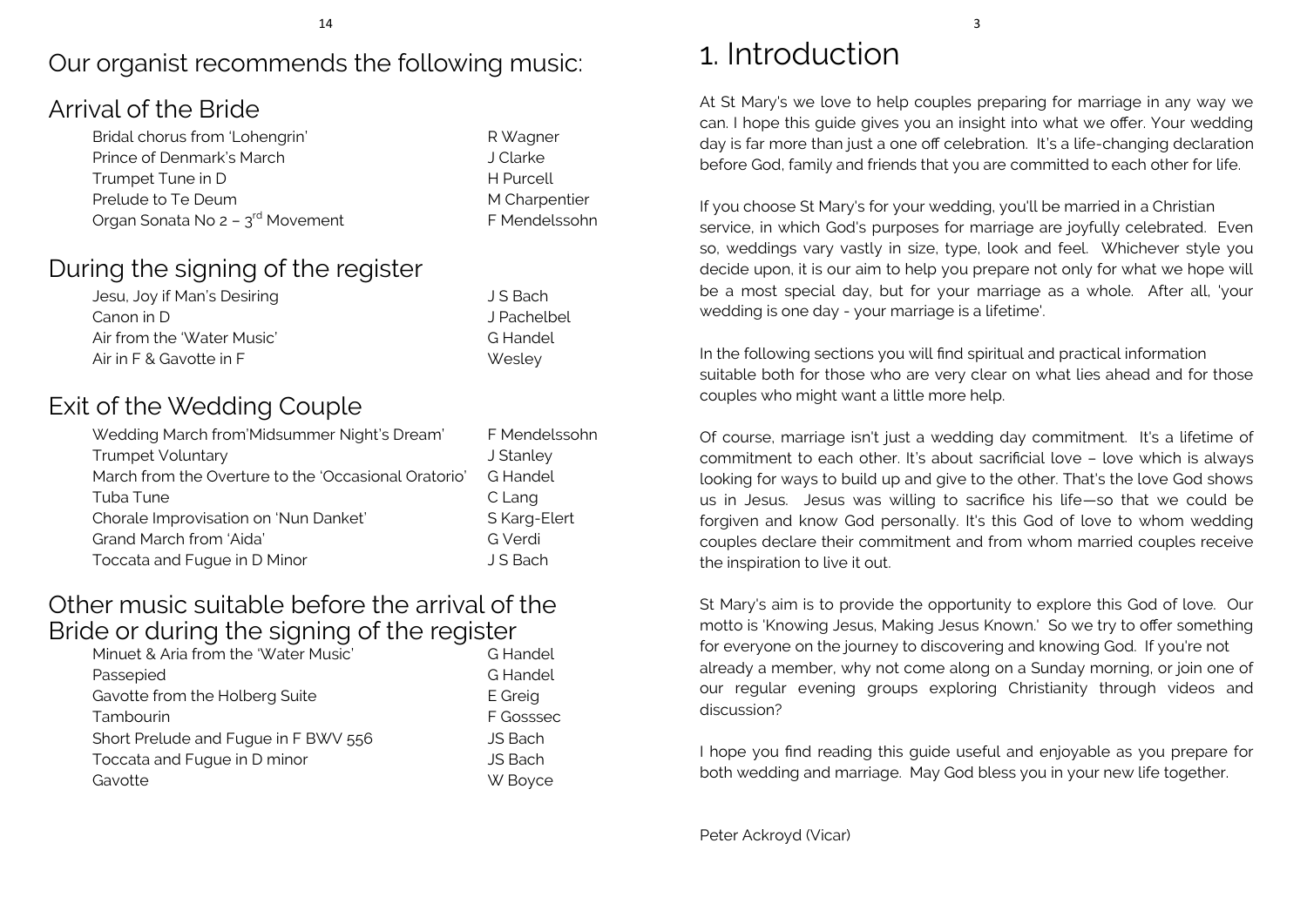# Our organist recommends the following music:

## Arrival of the Bride

| | |
|---|---|
| Bridal chorus from 'Lohengrin' | R Wagner |
| Prince of Denmark's March | J Clarke |
| Trumpet Tune in D | H Purcell |
| Prelude to Te Deum | M Charpentier |
| Organ Sonata No 2 – 3rd Movement | F Mendelssohn |

## During the signing of the register

| | |
|---|---|
| Jesu, Joy if Man's Desiring | J S Bach |
| Canon in D | J Pachelbel |
| Air from the 'Water Music' | G Handel |
| Air in F & Gavotte in F | Wesley |

## Exit of the Wedding Couple

| | |
|---|---|
| Wedding March from'Midsummer Night's Dream' | F Mendelssohn |
| Trumpet Voluntary | J Stanley |
| March from the Overture to the 'Occasional Oratorio' | G Handel |
| Tuba Tune | C Lang |
| Chorale Improvisation on 'Nun Danket' | S Karg-Elert |
| Grand March from 'Aida' | G Verdi |
| Toccata and Fugue in D Minor | J S Bach |

## Other music suitable before the arrival of the Bride or during the signing of the register

| | |
|---|---|
| Minuet & Aria from the 'Water Music' | G Handel |
| Passepied | G Handel |
| Gavotte from the Holberg Suite | E Greig |
| Tambourin | F Gosssec |
| Short Prelude and Fugue in F BWV 556 | JS Bach |
| Toccata and Fugue in D minor | JS Bach |
| Gavotte | W Boyce |

# 1. Introduction

At St Mary's we love to help couples preparing for marriage in any way we can. I hope this guide gives you an insight into what we offer. Your wedding day is far more than just a one off celebration. It's a life-changing declaration before God, family and friends that you are committed to each other for life.

If you choose St Mary's for your wedding, you'll be married in a Christian service, in which God's purposes for marriage are joyfully celebrated. Even so, weddings vary vastly in size, type, look and feel. Whichever style you decide upon, it is our aim to help you prepare not only for what we hope will be a most special day, but for your marriage as a whole. After all, 'your wedding is one day - your marriage is a lifetime'.

In the following sections you will find spiritual and practical information suitable both for those who are very clear on what lies ahead and for those couples who might want a little more help.

Of course, marriage isn't just a wedding day commitment. It's a lifetime of commitment to each other. It's about sacrificial love – love which is always looking for ways to build up and give to the other. That's the love God shows us in Jesus. Jesus was willing to sacrifice his life—so that we could be forgiven and know God personally. It's this God of love to whom wedding couples declare their commitment and from whom married couples receive the inspiration to live it out.

St Mary's aim is to provide the opportunity to explore this God of love. Our motto is 'Knowing Jesus, Making Jesus Known.' So we try to offer something for everyone on the journey to discovering and knowing God. If you're not already a member, why not come along on a Sunday morning, or join one of our regular evening groups exploring Christianity through videos and discussion?

I hope you find reading this guide useful and enjoyable as you prepare for both wedding and marriage. May God bless you in your new life together.

Peter Ackroyd (Vicar)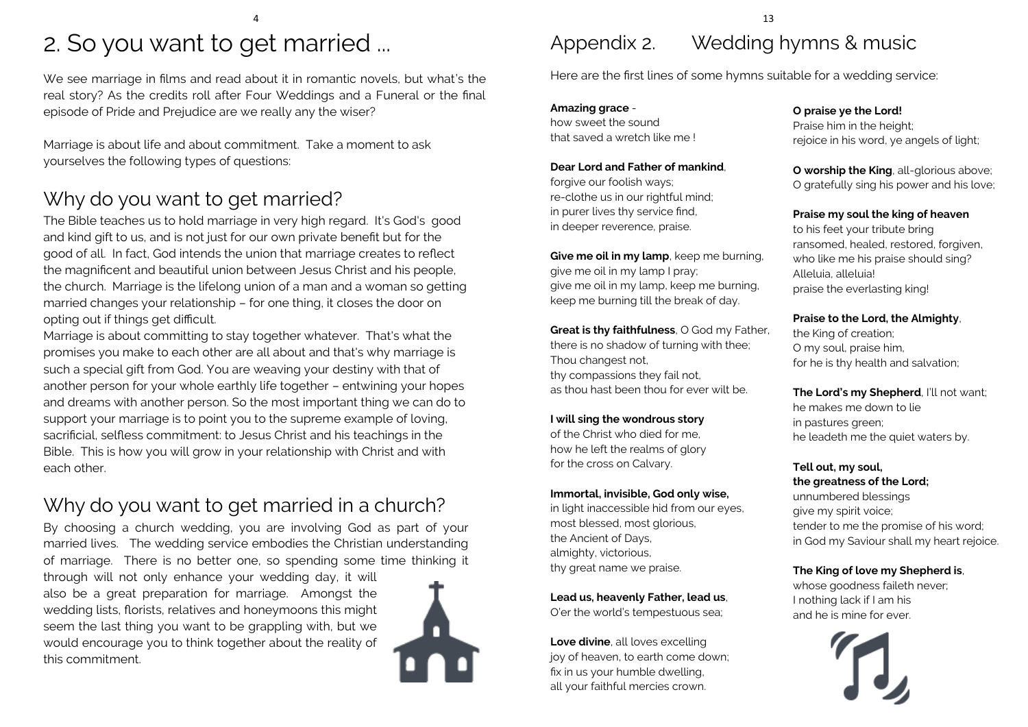# 2. So you want to get married ...

We see marriage in films and read about it in romantic novels, but what's the real story? As the credits roll after Four Weddings and a Funeral or the final episode of Pride and Prejudice are we really any the wiser?

Marriage is about life and about commitment. Take a moment to ask yourselves the following types of questions:

## Why do you want to get married?

The Bible teaches us to hold marriage in very high regard. It's God's good and kind gift to us, and is not just for our own private benefit but for the good of all. In fact, God intends the union that marriage creates to reflect the magnificent and beautiful union between Jesus Christ and his people, the church. Marriage is the lifelong union of a man and a woman so getting married changes your relationship – for one thing, it closes the door on opting out if things get difficult.

Marriage is about committing to stay together whatever. That's what the promises you make to each other are all about and that's why marriage is such a special gift from God. You are weaving your destiny with that of another person for your whole earthly life together – entwining your hopes and dreams with another person. So the most important thing we can do to support your marriage is to point you to the supreme example of loving, sacrificial, selfless commitment: to Jesus Christ and his teachings in the Bible. This is how you will grow in your relationship with Christ and with each other.

## Why do you want to get married in a church?

By choosing a church wedding, you are involving God as part of your married lives. The wedding service embodies the Christian understanding of marriage. There is no better one, so spending some time thinking it through will not only enhance your wedding day, it will also be a great preparation for marriage. Amongst the wedding lists, florists, relatives and honeymoons this might seem the last thing you want to be grappling with, but we would encourage you to think together about the reality of this commitment.

# Appendix 2. Wedding hymns & music

Here are the first lines of some hymns suitable for a wedding service:

**Amazing grace** -
how sweet the sound
that saved a wretch like me !

**Dear Lord and Father of mankind**,
forgive our foolish ways;
re-clothe us in our rightful mind;
in purer lives thy service find,
in deeper reverence, praise.

**Give me oil in my lamp**, keep me burning,
give me oil in my lamp I pray;
give me oil in my lamp, keep me burning,
keep me burning till the break of day.

**Great is thy faithfulness**, O God my Father,
there is no shadow of turning with thee;
Thou changest not,
thy compassions they fail not,
as thou hast been thou for ever wilt be.

**I will sing the wondrous story**
of the Christ who died for me,
how he left the realms of glory
for the cross on Calvary.

**Immortal, invisible, God only wise,**
in light inaccessible hid from our eyes,
most blessed, most glorious,
the Ancient of Days,
almighty, victorious,
thy great name we praise.

**Lead us, heavenly Father, lead us**,
O'er the world's tempestuous sea;

**Love divine**, all loves excelling
joy of heaven, to earth come down;
fix in us your humble dwelling,
all your faithful mercies crown.

**O praise ye the Lord!**
Praise him in the height;
rejoice in his word, ye angels of light;

**O worship the King**, all-glorious above;
O gratefully sing his power and his love;

**Praise my soul the king of heaven**
to his feet your tribute bring
ransomed, healed, restored, forgiven,
who like me his praise should sing?
Alleluia, alleluia!
praise the everlasting king!

**Praise to the Lord, the Almighty**,
the King of creation;
O my soul, praise him,
for he is thy health and salvation;

**The Lord's my Shepherd**, I'll not want;
he makes me down to lie
in pastures green;
he leadeth me the quiet waters by.

**Tell out, my soul,**
**the greatness of the Lord;**
unnumbered blessings
give my spirit voice;
tender to me the promise of his word;
in God my Saviour shall my heart rejoice.

**The King of love my Shepherd is**,
whose goodness faileth never;
I nothing lack if I am his
and he is mine for ever.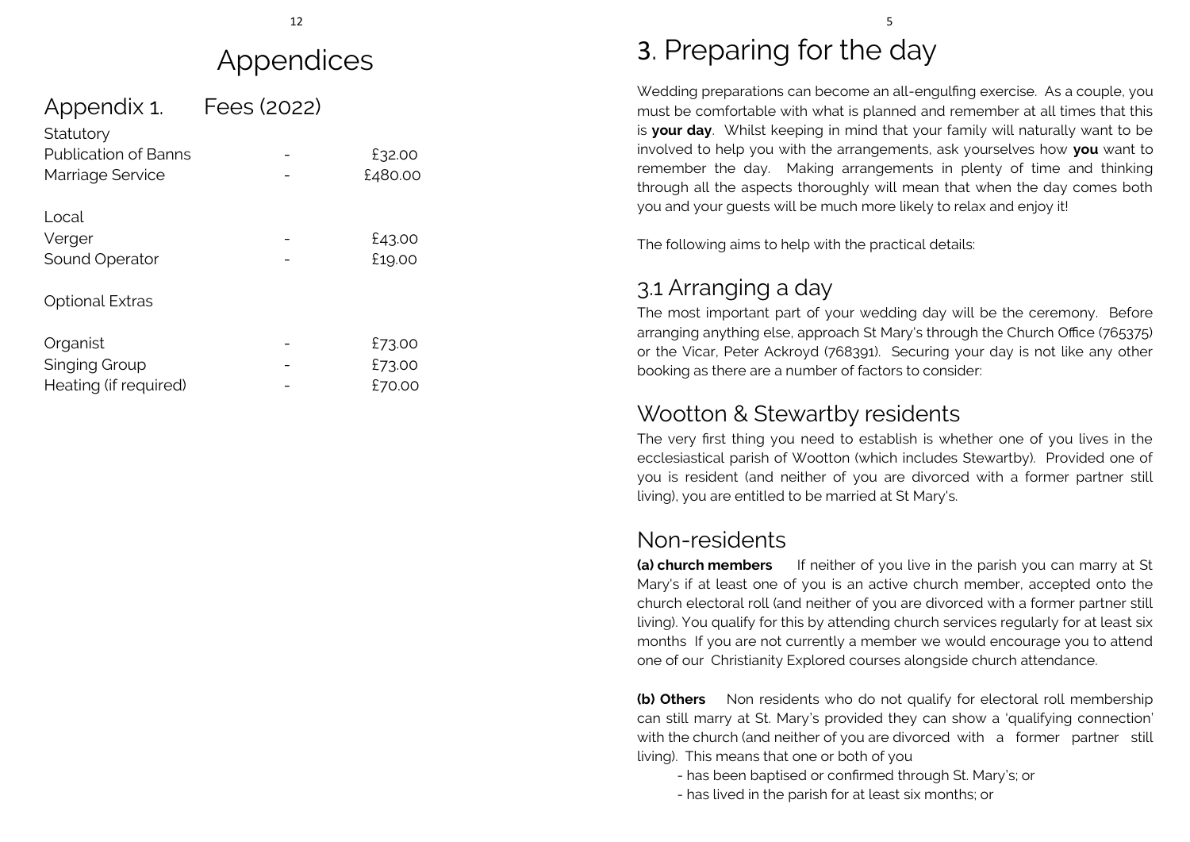# Appendices

## Appendix 1. Fees (2022)

| | | |
|---|---|---|
| **Statutory** | | |
| Publication of Banns | - | £32.00 |
| Marriage Service | - | £480.00 |
| **Local** | | |
| Verger | - | £43.00 |
| Sound Operator | - | £19.00 |
| **Optional Extras** | | |
| Organist | - | £73.00 |
| Singing Group | - | £73.00 |
| Heating (if required) | - | £70.00 |

# 3. Preparing for the day

Wedding preparations can become an all-engulfing exercise. As a couple, you must be comfortable with what is planned and remember at all times that this is **your day**. Whilst keeping in mind that your family will naturally want to be involved to help you with the arrangements, ask yourselves how **you** want to remember the day. Making arrangements in plenty of time and thinking through all the aspects thoroughly will mean that when the day comes both you and your guests will be much more likely to relax and enjoy it!

The following aims to help with the practical details:

## 3.1 Arranging a day

The most important part of your wedding day will be the ceremony. Before arranging anything else, approach St Mary's through the Church Office (765375) or the Vicar, Peter Ackroyd (768391). Securing your day is not like any other booking as there are a number of factors to consider:

## Wootton & Stewartby residents

The very first thing you need to establish is whether one of you lives in the ecclesiastical parish of Wootton (which includes Stewartby). Provided one of you is resident (and neither of you are divorced with a former partner still living), you are entitled to be married at St Mary's.

## Non-residents

**(a) church members** If neither of you live in the parish you can marry at St Mary's if at least one of you is an active church member, accepted onto the church electoral roll (and neither of you are divorced with a former partner still living). You qualify for this by attending church services regularly for at least six months If you are not currently a member we would encourage you to attend one of our Christianity Explored courses alongside church attendance.

**(b) Others** Non residents who do not qualify for electoral roll membership can still marry at St. Mary's provided they can show a 'qualifying connection' with the church (and neither of you are divorced with a former partner still living). This means that one or both of you

- has been baptised or confirmed through St. Mary's; or
- has lived in the parish for at least six months; or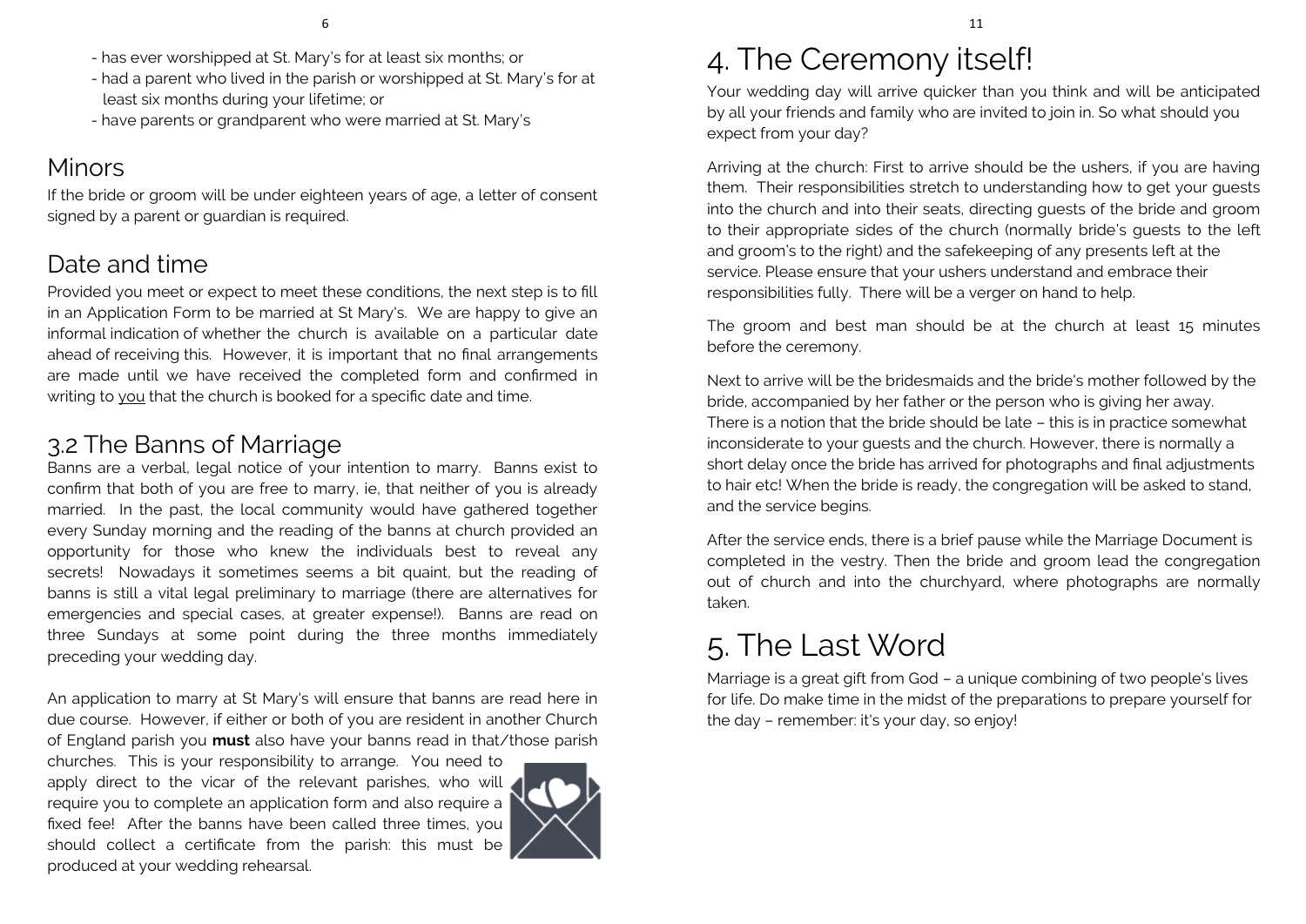- has ever worshipped at St. Mary's for at least six months; or
- had a parent who lived in the parish or worshipped at St. Mary's for at least six months during your lifetime; or
- have parents or grandparent who were married at St. Mary's

## Minors

If the bride or groom will be under eighteen years of age, a letter of consent signed by a parent or guardian is required.

## Date and time

Provided you meet or expect to meet these conditions, the next step is to fill in an Application Form to be married at St Mary's. We are happy to give an informal indication of whether the church is available on a particular date ahead of receiving this. However, it is important that no final arrangements are made until we have received the completed form and confirmed in writing to <u>you</u> that the church is booked for a specific date and time.

## 3.2 The Banns of Marriage

Banns are a verbal, legal notice of your intention to marry. Banns exist to confirm that both of you are free to marry, ie, that neither of you is already married. In the past, the local community would have gathered together every Sunday morning and the reading of the banns at church provided an opportunity for those who knew the individuals best to reveal any secrets! Nowadays it sometimes seems a bit quaint, but the reading of banns is still a vital legal preliminary to marriage (there are alternatives for emergencies and special cases, at greater expense!). Banns are read on three Sundays at some point during the three months immediately preceding your wedding day.

An application to marry at St Mary's will ensure that banns are read here in due course. However, if either or both of you are resident in another Church of England parish you **must** also have your banns read in that/those parish churches. This is your responsibility to arrange. You need to apply direct to the vicar of the relevant parishes, who will require you to complete an application form and also require a fixed fee! After the banns have been called three times, you should collect a certificate from the parish: this must be produced at your wedding rehearsal.

# 4. The Ceremony itself!

Your wedding day will arrive quicker than you think and will be anticipated by all your friends and family who are invited to join in. So what should you expect from your day?

Arriving at the church: First to arrive should be the ushers, if you are having them. Their responsibilities stretch to understanding how to get your guests into the church and into their seats, directing guests of the bride and groom to their appropriate sides of the church (normally bride's guests to the left and groom's to the right) and the safekeeping of any presents left at the service. Please ensure that your ushers understand and embrace their responsibilities fully. There will be a verger on hand to help.

The groom and best man should be at the church at least 15 minutes before the ceremony.

Next to arrive will be the bridesmaids and the bride's mother followed by the bride, accompanied by her father or the person who is giving her away. There is a notion that the bride should be late – this is in practice somewhat inconsiderate to your guests and the church. However, there is normally a short delay once the bride has arrived for photographs and final adjustments to hair etc! When the bride is ready, the congregation will be asked to stand, and the service begins.

After the service ends, there is a brief pause while the Marriage Document is completed in the vestry. Then the bride and groom lead the congregation out of church and into the churchyard, where photographs are normally taken.

# 5. The Last Word

Marriage is a great gift from God – a unique combining of two people's lives for life. Do make time in the midst of the preparations to prepare yourself for the day – remember: it's your day, so enjoy!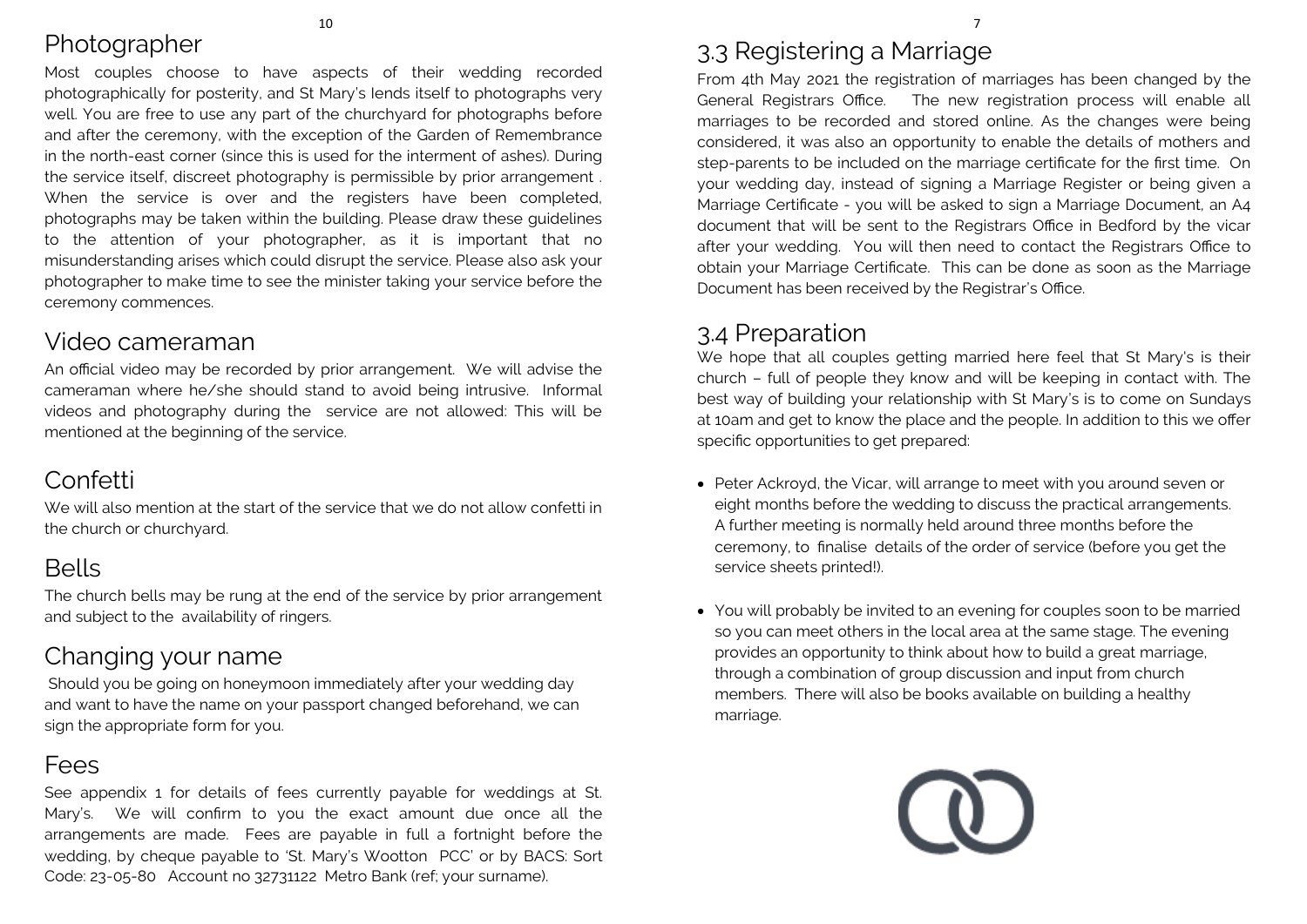## Photographer

Most couples choose to have aspects of their wedding recorded photographically for posterity, and St Mary's lends itself to photographs very well. You are free to use any part of the churchyard for photographs before and after the ceremony, with the exception of the Garden of Remembrance in the north-east corner (since this is used for the interment of ashes). During the service itself, discreet photography is permissible by prior arrangement . When the service is over and the registers have been completed, photographs may be taken within the building. Please draw these guidelines to the attention of your photographer, as it is important that no misunderstanding arises which could disrupt the service. Please also ask your photographer to make time to see the minister taking your service before the ceremony commences.

## Video cameraman

An official video may be recorded by prior arrangement. We will advise the cameraman where he/she should stand to avoid being intrusive. Informal videos and photography during the service are not allowed: This will be mentioned at the beginning of the service.

## Confetti

We will also mention at the start of the service that we do not allow confetti in the church or churchyard.

## Bells

The church bells may be rung at the end of the service by prior arrangement and subject to the availability of ringers.

## Changing your name

Should you be going on honeymoon immediately after your wedding day and want to have the name on your passport changed beforehand, we can sign the appropriate form for you.

## Fees

See appendix 1 for details of fees currently payable for weddings at St. Mary's. We will confirm to you the exact amount due once all the arrangements are made. Fees are payable in full a fortnight before the wedding, by cheque payable to 'St. Mary's Wootton PCC' or by BACS: Sort Code: 23-05-80 Account no 32731122 Metro Bank (ref; your surname).

## 3.3 Registering a Marriage

From 4th May 2021 the registration of marriages has been changed by the General Registrars Office. The new registration process will enable all marriages to be recorded and stored online. As the changes were being considered, it was also an opportunity to enable the details of mothers and step-parents to be included on the marriage certificate for the first time. On your wedding day, instead of signing a Marriage Register or being given a Marriage Certificate - you will be asked to sign a Marriage Document, an A4 document that will be sent to the Registrars Office in Bedford by the vicar after your wedding. You will then need to contact the Registrars Office to obtain your Marriage Certificate. This can be done as soon as the Marriage Document has been received by the Registrar's Office.

## 3.4 Preparation

We hope that all couples getting married here feel that St Mary's is their church – full of people they know and will be keeping in contact with. The best way of building your relationship with St Mary's is to come on Sundays at 10am and get to know the place and the people. In addition to this we offer specific opportunities to get prepared:

- Peter Ackroyd, the Vicar, will arrange to meet with you around seven or eight months before the wedding to discuss the practical arrangements. A further meeting is normally held around three months before the ceremony, to finalise details of the order of service (before you get the service sheets printed!).

- You will probably be invited to an evening for couples soon to be married so you can meet others in the local area at the same stage. The evening provides an opportunity to think about how to build a great marriage, through a combination of group discussion and input from church members. There will also be books available on building a healthy marriage.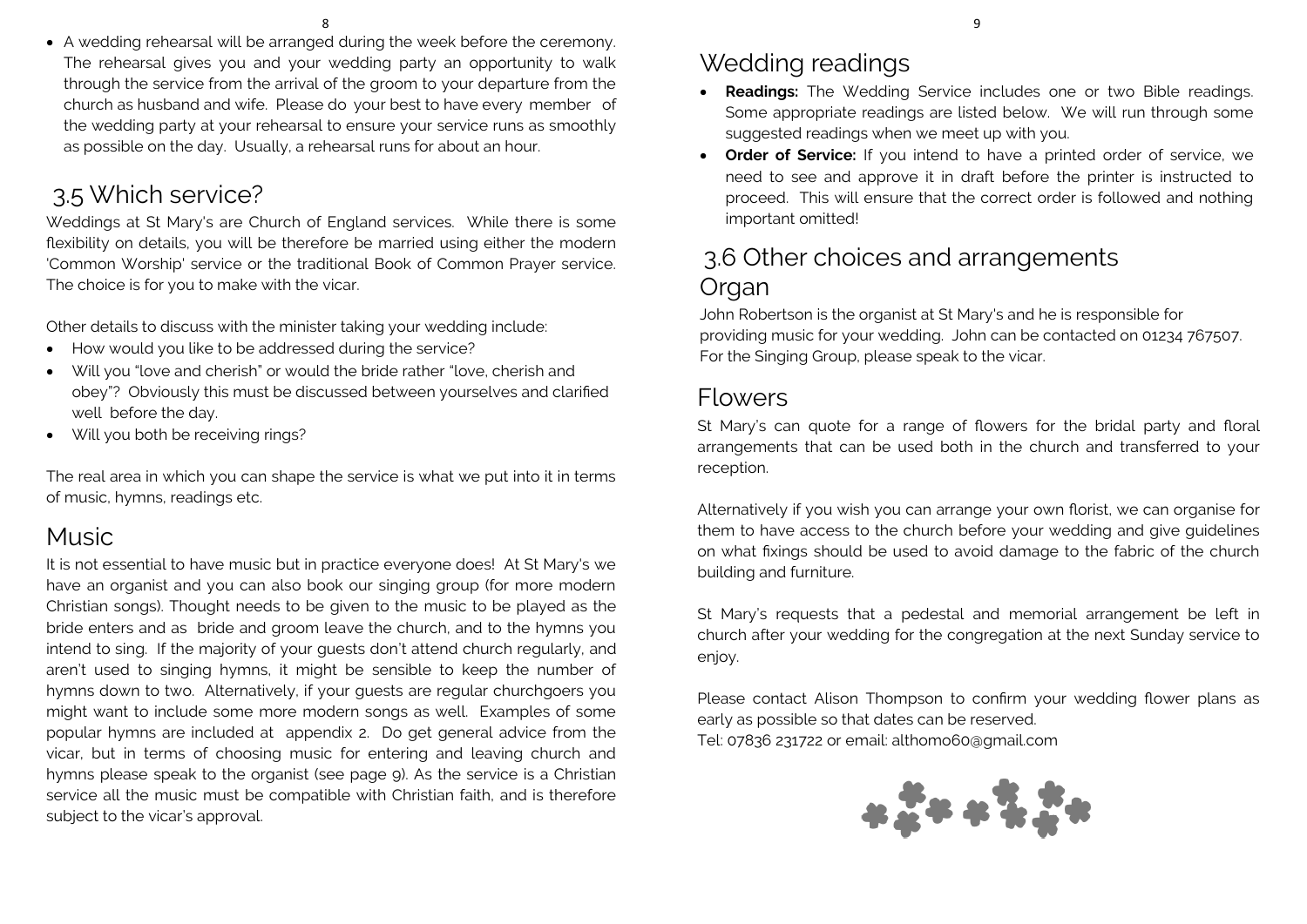- A wedding rehearsal will be arranged during the week before the ceremony. The rehearsal gives you and your wedding party an opportunity to walk through the service from the arrival of the groom to your departure from the church as husband and wife. Please do your best to have every member of the wedding party at your rehearsal to ensure your service runs as smoothly as possible on the day. Usually, a rehearsal runs for about an hour.

## 3.5 Which service?

Weddings at St Mary's are Church of England services. While there is some flexibility on details, you will be therefore be married using either the modern 'Common Worship' service or the traditional Book of Common Prayer service. The choice is for you to make with the vicar.

Other details to discuss with the minister taking your wedding include:

- How would you like to be addressed during the service?
- Will you "love and cherish" or would the bride rather "love, cherish and obey"? Obviously this must be discussed between yourselves and clarified well before the day.
- Will you both be receiving rings?

The real area in which you can shape the service is what we put into it in terms of music, hymns, readings etc.

## Music

It is not essential to have music but in practice everyone does! At St Mary's we have an organist and you can also book our singing group (for more modern Christian songs). Thought needs to be given to the music to be played as the bride enters and as bride and groom leave the church, and to the hymns you intend to sing. If the majority of your guests don't attend church regularly, and aren't used to singing hymns, it might be sensible to keep the number of hymns down to two. Alternatively, if your guests are regular churchgoers you might want to include some more modern songs as well. Examples of some popular hymns are included at appendix 2. Do get general advice from the vicar, but in terms of choosing music for entering and leaving church and hymns please speak to the organist (see page 9). As the service is a Christian service all the music must be compatible with Christian faith, and is therefore subject to the vicar's approval.

## Wedding readings

- **Readings:** The Wedding Service includes one or two Bible readings. Some appropriate readings are listed below. We will run through some suggested readings when we meet up with you.
- **Order of Service:** If you intend to have a printed order of service, we need to see and approve it in draft before the printer is instructed to proceed. This will ensure that the correct order is followed and nothing important omitted!

## 3.6 Other choices and arrangements

## Organ

John Robertson is the organist at St Mary's and he is responsible for providing music for your wedding. John can be contacted on 01234 767507. For the Singing Group, please speak to the vicar.

## Flowers

St Mary's can quote for a range of flowers for the bridal party and floral arrangements that can be used both in the church and transferred to your reception.

Alternatively if you wish you can arrange your own florist, we can organise for them to have access to the church before your wedding and give guidelines on what fixings should be used to avoid damage to the fabric of the church building and furniture.

St Mary's requests that a pedestal and memorial arrangement be left in church after your wedding for the congregation at the next Sunday service to enjoy.

Please contact Alison Thompson to confirm your wedding flower plans as early as possible so that dates can be reserved.
Tel: 07836 231722 or email: althomo60@gmail.com